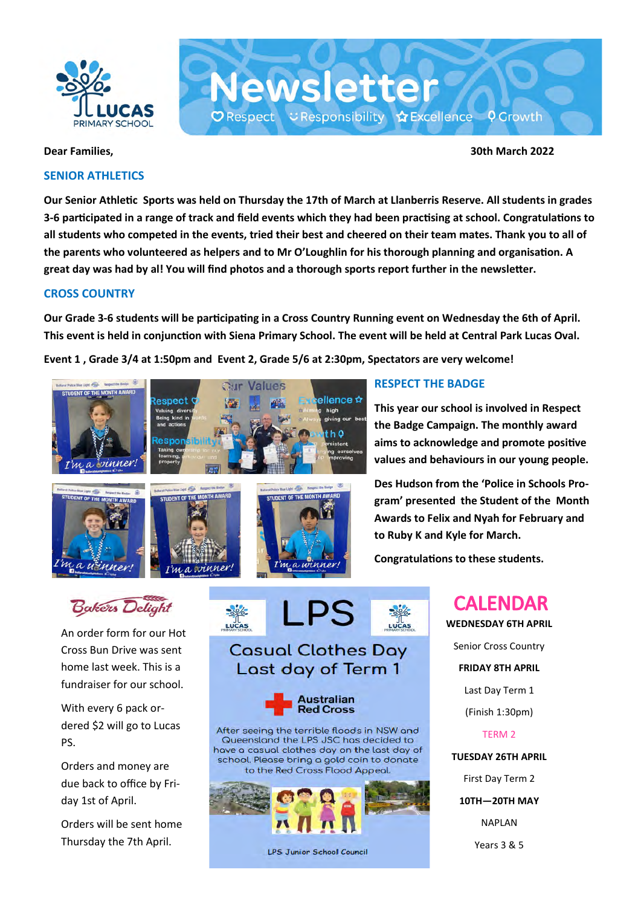# Newsletter

Respect · Responsibility · Excellence · Growth

LUCAS PRIMARY SCHOOL

**Dear Families,**

**30th March 2022**

## SENIOR ATHLETICS

**Our Senior Athletic Sports was held on Thursday the 17th of March at Llanberris Reserve. All students in grades 3-6 participated in a range of track and field events which they had been practising at school. Congratulations to all students who competed in the events, tried their best and cheered on their team mates. Thank you to all of the parents who volunteered as helpers and to Mr O'Loughlin for his thorough planning and organisation. A great day was had by al! You will find photos and a thorough sports report further in the newsletter.**

## CROSS COUNTRY

**Our Grade 3-6 students will be participating in a Cross Country Running event on Wednesday the 6th of April. This event is held in conjunction with Siena Primary School. The event will be held at Central Park Lucas Oval.**

**Event 1 , Grade 3/4 at 1:50pm and Event 2, Grade 5/6 at 2:30pm, Spectators are very welcome!**

## RESPECT THE BADGE

**This year our school is involved in Respect the Badge Campaign. The monthly award aims to acknowledge and promote positive values and behaviours in our young people.**

**Des Hudson from the 'Police in Schools Program' presented the Student of the Month Awards to Felix and Nyah for February and to Ruby K and Kyle for March.**

**Congratulations to these students.**

## Bakers Delight

An order form for our Hot Cross Bun Drive was sent home last week. This is a fundraiser for our school.

With every 6 pack ordered $2 will go to Lucas PS.

Orders and money are due back to office by Friday 1st of April.

Orders will be sent home Thursday the 7th April.

## LPS

### Casual Clothes Day Last day of Term 1

Australian Red Cross

After seeing the terrible floods in NSW and Queensland the LPS JSC has decided to have a casual clothes day on the last day of school. Please bring a gold coin to donate to the Red Cross Flood Appeal.

LPS Junior School Council

## CALENDAR

**WEDNESDAY 6TH APRIL**

Senior Cross Country

**FRIDAY 8TH APRIL**

Last Day Term 1

(Finish 1:30pm)

TERM 2

**TUESDAY 26TH APRIL**

First Day Term 2

**10TH—20TH MAY**

NAPLAN

Years 3 & 5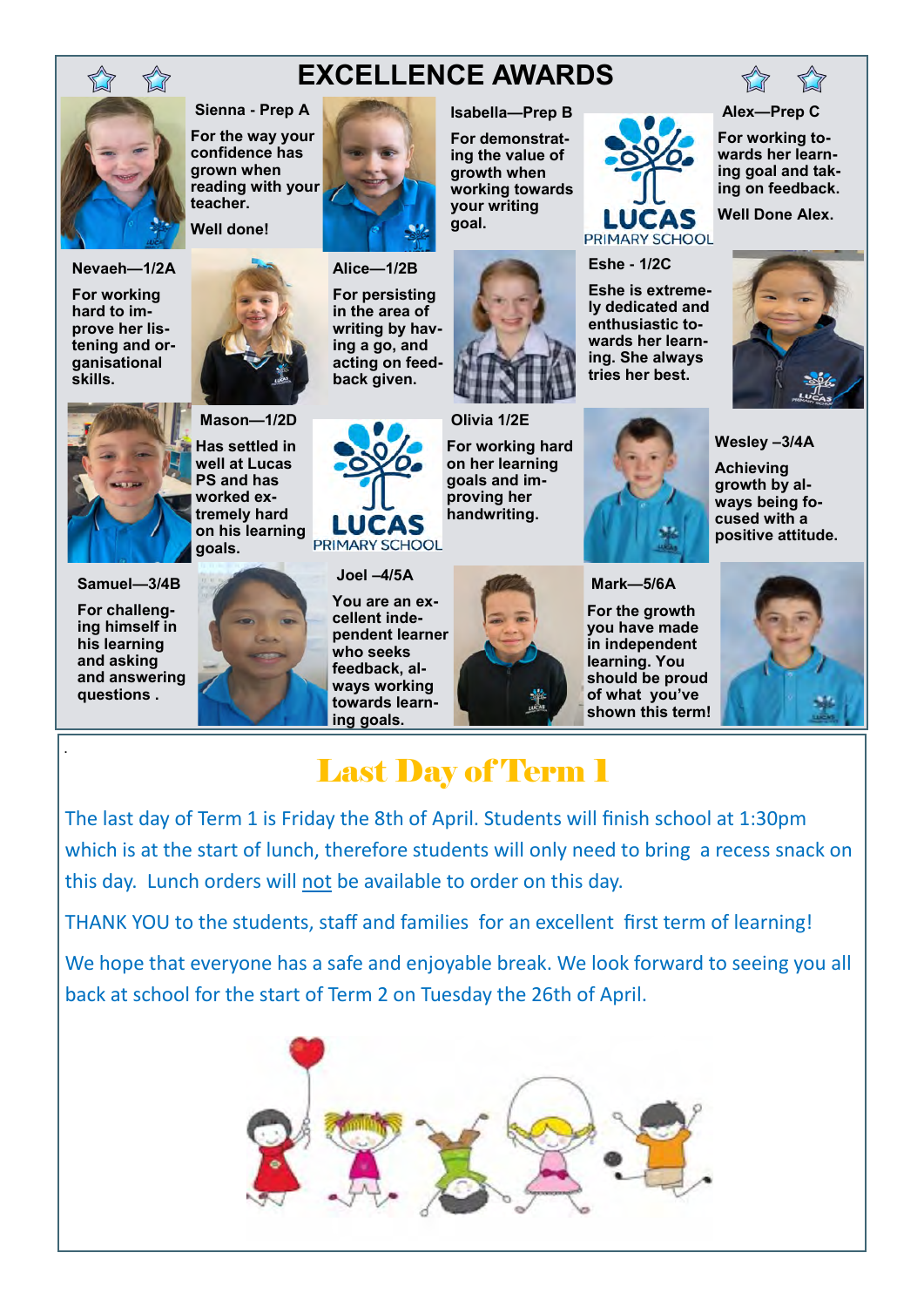# EXCELLENCE AWARDS

**Sienna - Prep A**

For the way your confidence has grown when reading with your teacher.

Well done!

**Isabella—Prep B**

For demonstrating the value of growth when working towards your writing goal.

**Alex—Prep C**

For working towards her learning goal and taking on feedback.

Well Done Alex.

**Nevaeh—1/2A**

For working hard to improve her listening and organisational skills.

**Alice—1/2B**

For persisting in the area of writing by having a go, and acting on feedback given.

**Eshe - 1/2C**

Eshe is extremely dedicated and enthusiastic towards her learning. She always tries her best.

**Mason—1/2D**

Has settled in well at Lucas PS and has worked extremely hard on his learning goals.

**Olivia 1/2E**

For working hard on her learning goals and improving her handwriting.

**Wesley –3/4A**

Achieving growth by always being focused with a positive attitude.

**Samuel—3/4B**

For challenging himself in his learning and asking and answering questions .

**Joel –4/5A**

You are an excellent independent learner who seeks feedback, always working towards learning goals.

**Mark—5/6A**

For the growth you have made in independent learning. You should be proud of what you've shown this term!

## Last Day of Term 1

The last day of Term 1 is Friday the 8th of April. Students will finish school at 1:30pm which is at the start of lunch, therefore students will only need to bring a recess snack on this day. Lunch orders will not be available to order on this day.

THANK YOU to the students, staff and families for an excellent first term of learning!

We hope that everyone has a safe and enjoyable break. We look forward to seeing you all back at school for the start of Term 2 on Tuesday the 26th of April.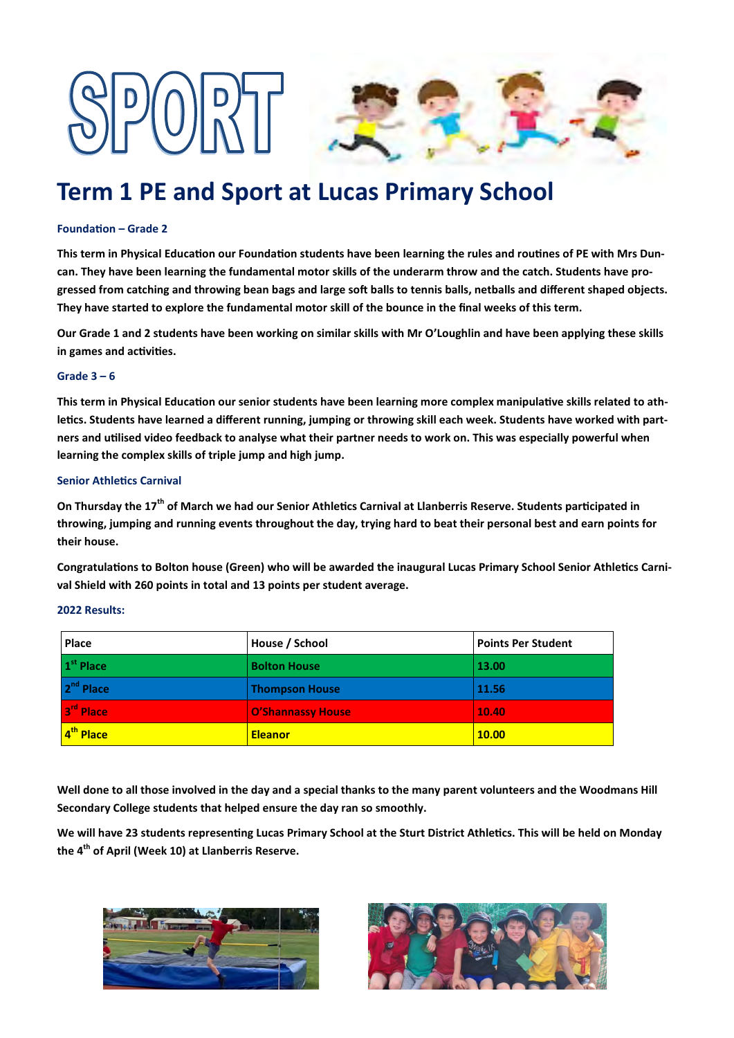# SPORT

## Term 1 PE and Sport at Lucas Primary School

### Foundation – Grade 2

**This term in Physical Education our Foundation students have been learning the rules and routines of PE with Mrs Duncan. They have been learning the fundamental motor skills of the underarm throw and the catch. Students have progressed from catching and throwing bean bags and large soft balls to tennis balls, netballs and different shaped objects. They have started to explore the fundamental motor skill of the bounce in the final weeks of this term.**

**Our Grade 1 and 2 students have been working on similar skills with Mr O'Loughlin and have been applying these skills in games and activities.**

### Grade 3 – 6

**This term in Physical Education our senior students have been learning more complex manipulative skills related to athletics. Students have learned a different running, jumping or throwing skill each week. Students have worked with partners and utilised video feedback to analyse what their partner needs to work on. This was especially powerful when learning the complex skills of triple jump and high jump.**

### Senior Athletics Carnival

**On Thursday the 17th of March we had our Senior Athletics Carnival at Llanberris Reserve. Students participated in throwing, jumping and running events throughout the day, trying hard to beat their personal best and earn points for their house.**

**Congratulations to Bolton house (Green) who will be awarded the inaugural Lucas Primary School Senior Athletics Carnival Shield with 260 points in total and 13 points per student average.**

### 2022 Results:

| Place | House / School | Points Per Student |
|---|---|---|
| 1st Place | Bolton House | 13.00 |
| 2nd Place | Thompson House | 11.56 |
| 3rd Place | O'Shannassy House | 10.40 |
| 4th Place | Eleanor | 10.00 |

**Well done to all those involved in the day and a special thanks to the many parent volunteers and the Woodmans Hill Secondary College students that helped ensure the day ran so smoothly.**

**We will have 23 students representing Lucas Primary School at the Sturt District Athletics. This will be held on Monday the 4th of April (Week 10) at Llanberris Reserve.**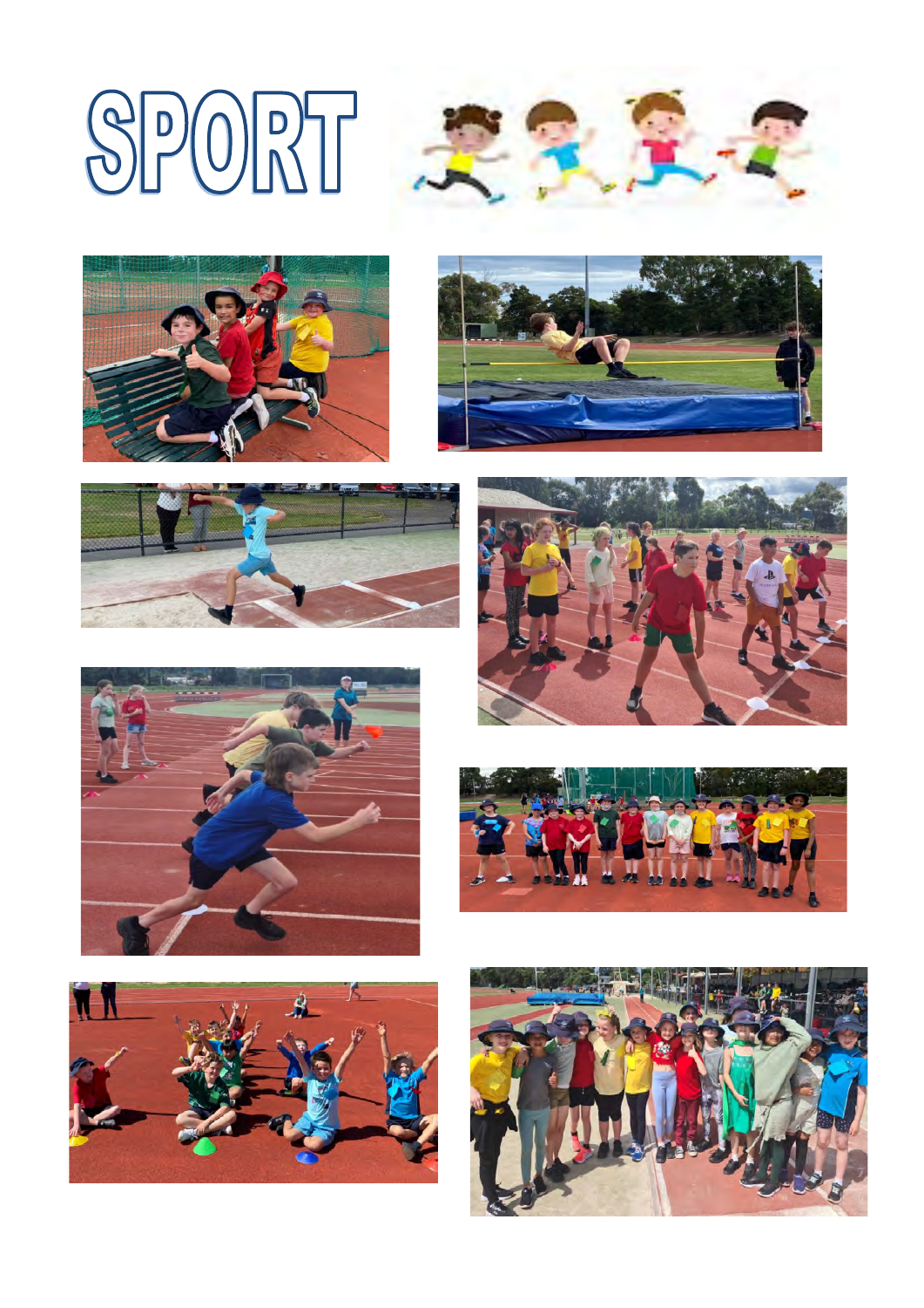# SPORT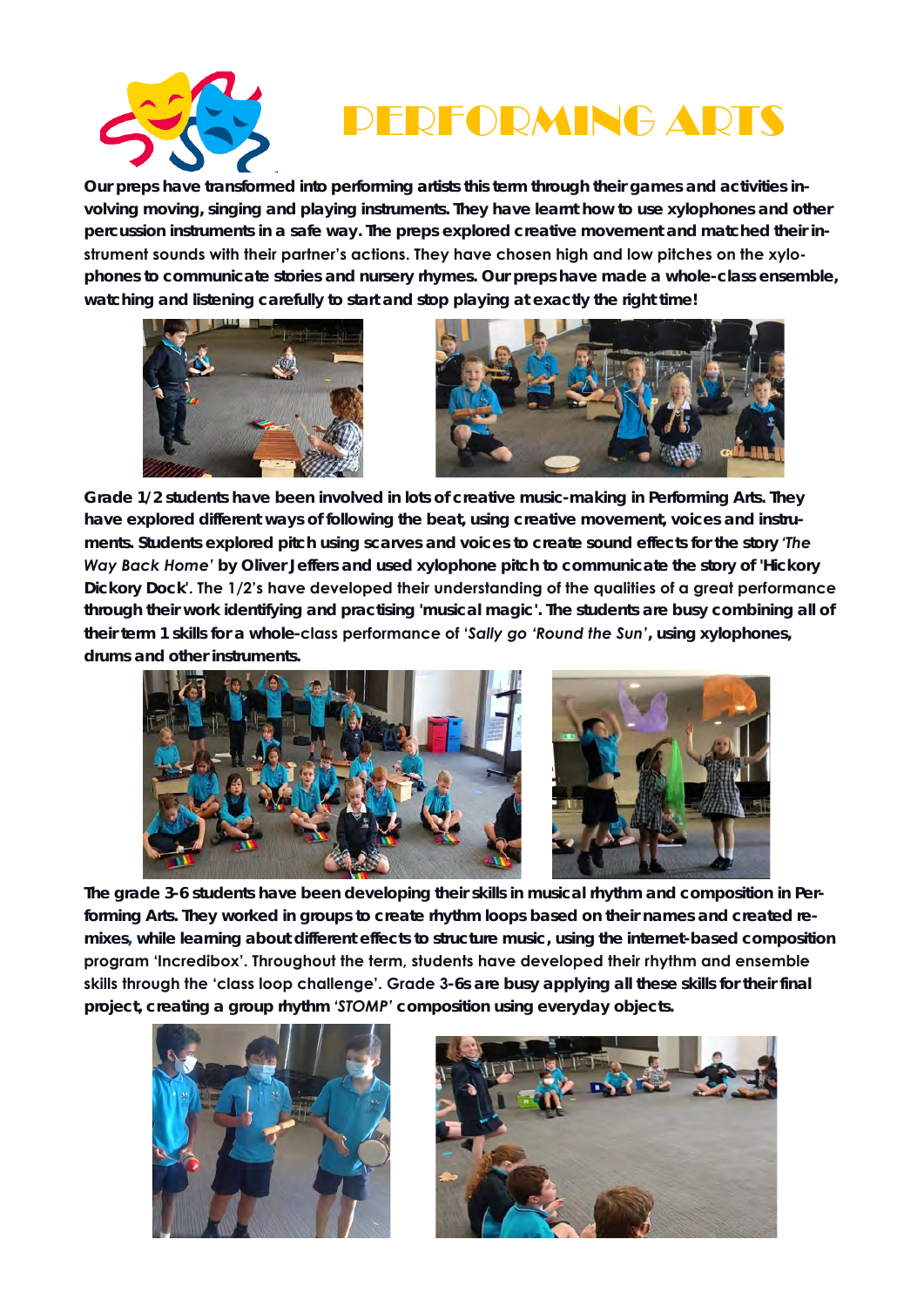# PERFORMING ARTS

**Our preps have transformed into performing artists this term through their games and activities involving moving, singing and playing instruments. They have learnt how to use xylophones and other percussion instruments in a safe way. The preps explored creative movement and matched their instrument sounds with their partner's actions. They have chosen high and low pitches on the xylophones to communicate stories and nursery rhymes. Our preps have made a whole-class ensemble, watching and listening carefully to start and stop playing at exactly the right time!**

**Grade 1/2 students have been involved in lots of creative music-making in Performing Arts. They have explored different ways of following the beat, using creative movement, voices and instruments. Students explored pitch using scarves and voices to create sound effects for the story *'The Way Back Home'* by Oliver Jeffers and used xylophone pitch to communicate the story of 'Hickory Dickory Dock'. The 1/2's have developed their understanding of the qualities of a great performance through their work identifying and practising 'musical magic'. The students are busy combining all of their term 1 skills for a whole-class performance of '*Sally go 'Round the Sun'*, using xylophones, drums and other instruments.**

**The grade 3-6 students have been developing their skills in musical rhythm and composition in Performing Arts. They worked in groups to create rhythm loops based on their names and created remixes, while learning about different effects to structure music, using the internet-based composition program 'Incredibox'. Throughout the term, students have developed their rhythm and ensemble skills through the 'class loop challenge'. Grade 3-6s are busy applying all these skills for their final project, creating a group rhythm *'STOMP'* composition using everyday objects.**